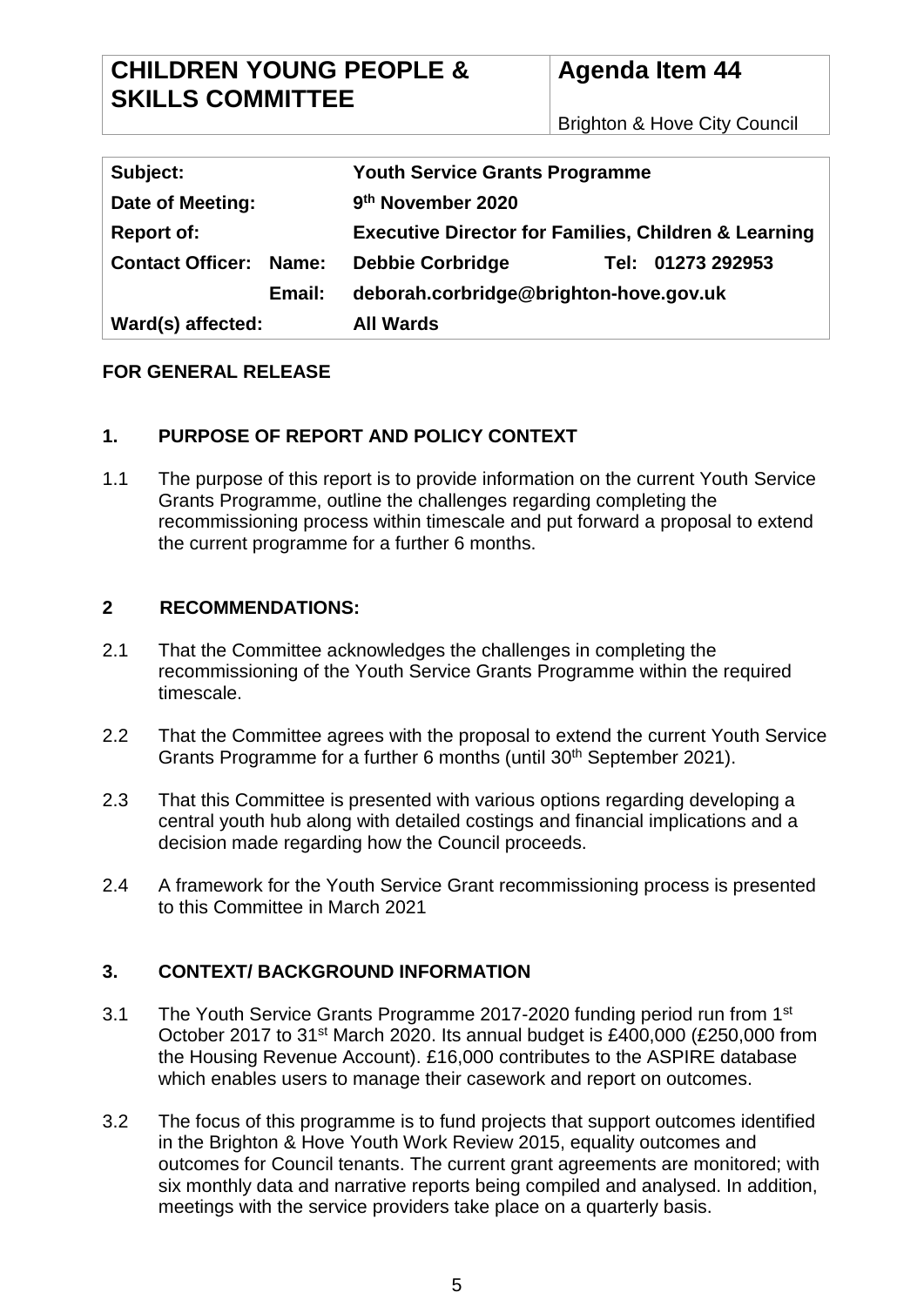| CHILDREN YOUNG PEOPLE & SKILLS COMMITTEE | Agenda Item 44 |
| --- | --- |
| | Brighton & Hove City Council |

| Subject: | | Youth Service Grants Programme | |
| --- | --- | --- | --- |
| Date of Meeting: | | 9th November 2020 | |
| Report of: | | Executive Director for Families, Children & Learning | |
| Contact Officer: | Name: | Debbie Corbridge | Tel: 01273 292953 |
| | Email: | deborah.corbridge@brighton-hove.gov.uk | |
| Ward(s) affected: | | All Wards | |

**FOR GENERAL RELEASE**

## 1. PURPOSE OF REPORT AND POLICY CONTEXT

1.1 The purpose of this report is to provide information on the current Youth Service Grants Programme, outline the challenges regarding completing the recommissioning process within timescale and put forward a proposal to extend the current programme for a further 6 months.

## 2 RECOMMENDATIONS:

2.1 That the Committee acknowledges the challenges in completing the recommissioning of the Youth Service Grants Programme within the required timescale.

2.2 That the Committee agrees with the proposal to extend the current Youth Service Grants Programme for a further 6 months (until 30th September 2021).

2.3 That this Committee is presented with various options regarding developing a central youth hub along with detailed costings and financial implications and a decision made regarding how the Council proceeds.

2.4 A framework for the Youth Service Grant recommissioning process is presented to this Committee in March 2021

## 3. CONTEXT/ BACKGROUND INFORMATION

3.1 The Youth Service Grants Programme 2017-2020 funding period run from 1st October 2017 to 31st March 2020. Its annual budget is £400,000 (£250,000 from the Housing Revenue Account). £16,000 contributes to the ASPIRE database which enables users to manage their casework and report on outcomes.

3.2 The focus of this programme is to fund projects that support outcomes identified in the Brighton & Hove Youth Work Review 2015, equality outcomes and outcomes for Council tenants. The current grant agreements are monitored; with six monthly data and narrative reports being compiled and analysed. In addition, meetings with the service providers take place on a quarterly basis.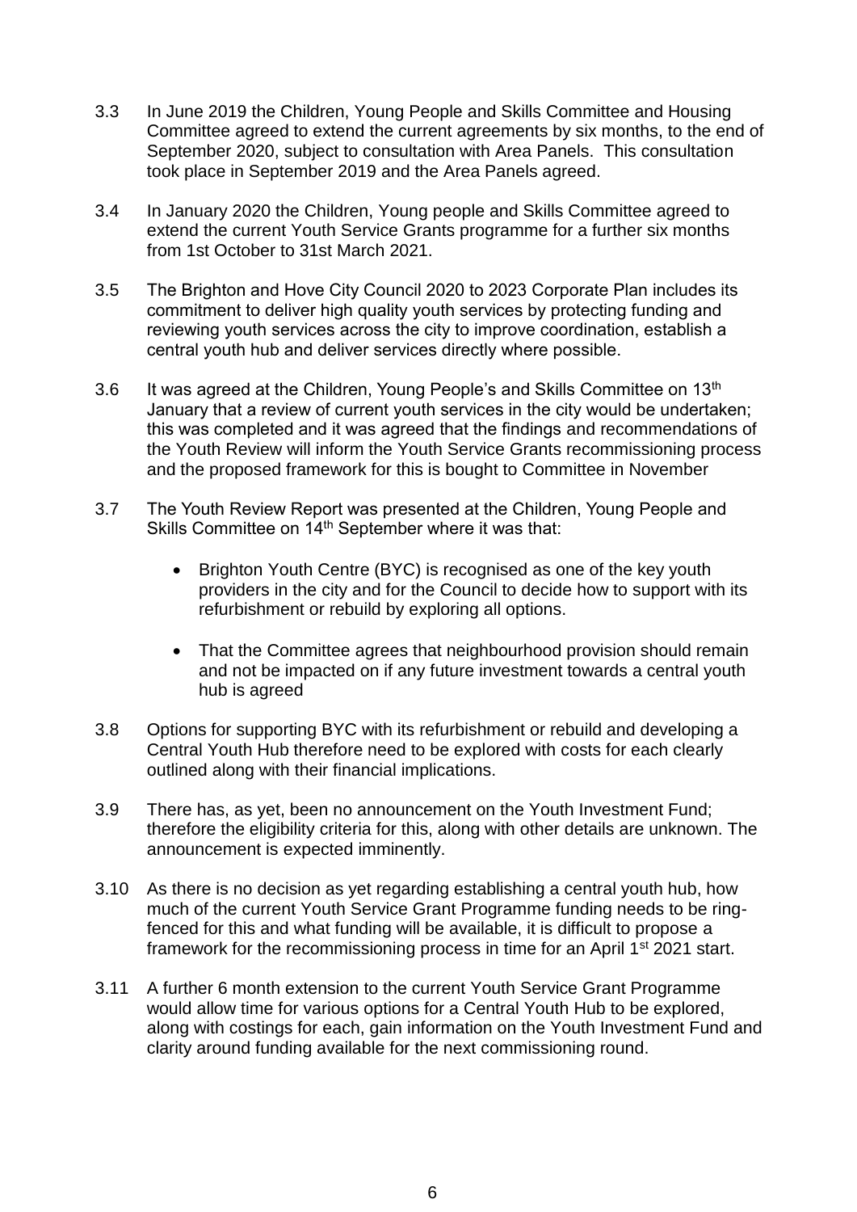3.3 In June 2019 the Children, Young People and Skills Committee and Housing Committee agreed to extend the current agreements by six months, to the end of September 2020, subject to consultation with Area Panels. This consultation took place in September 2019 and the Area Panels agreed.

3.4 In January 2020 the Children, Young people and Skills Committee agreed to extend the current Youth Service Grants programme for a further six months from 1st October to 31st March 2021.

3.5 The Brighton and Hove City Council 2020 to 2023 Corporate Plan includes its commitment to deliver high quality youth services by protecting funding and reviewing youth services across the city to improve coordination, establish a central youth hub and deliver services directly where possible.

3.6 It was agreed at the Children, Young People's and Skills Committee on 13th January that a review of current youth services in the city would be undertaken; this was completed and it was agreed that the findings and recommendations of the Youth Review will inform the Youth Service Grants recommissioning process and the proposed framework for this is bought to Committee in November

3.7 The Youth Review Report was presented at the Children, Young People and Skills Committee on 14th September where it was that:

- Brighton Youth Centre (BYC) is recognised as one of the key youth providers in the city and for the Council to decide how to support with its refurbishment or rebuild by exploring all options.

- That the Committee agrees that neighbourhood provision should remain and not be impacted on if any future investment towards a central youth hub is agreed

3.8 Options for supporting BYC with its refurbishment or rebuild and developing a Central Youth Hub therefore need to be explored with costs for each clearly outlined along with their financial implications.

3.9 There has, as yet, been no announcement on the Youth Investment Fund; therefore the eligibility criteria for this, along with other details are unknown. The announcement is expected imminently.

3.10 As there is no decision as yet regarding establishing a central youth hub, how much of the current Youth Service Grant Programme funding needs to be ring-fenced for this and what funding will be available, it is difficult to propose a framework for the recommissioning process in time for an April 1st 2021 start.

3.11 A further 6 month extension to the current Youth Service Grant Programme would allow time for various options for a Central Youth Hub to be explored, along with costings for each, gain information on the Youth Investment Fund and clarity around funding available for the next commissioning round.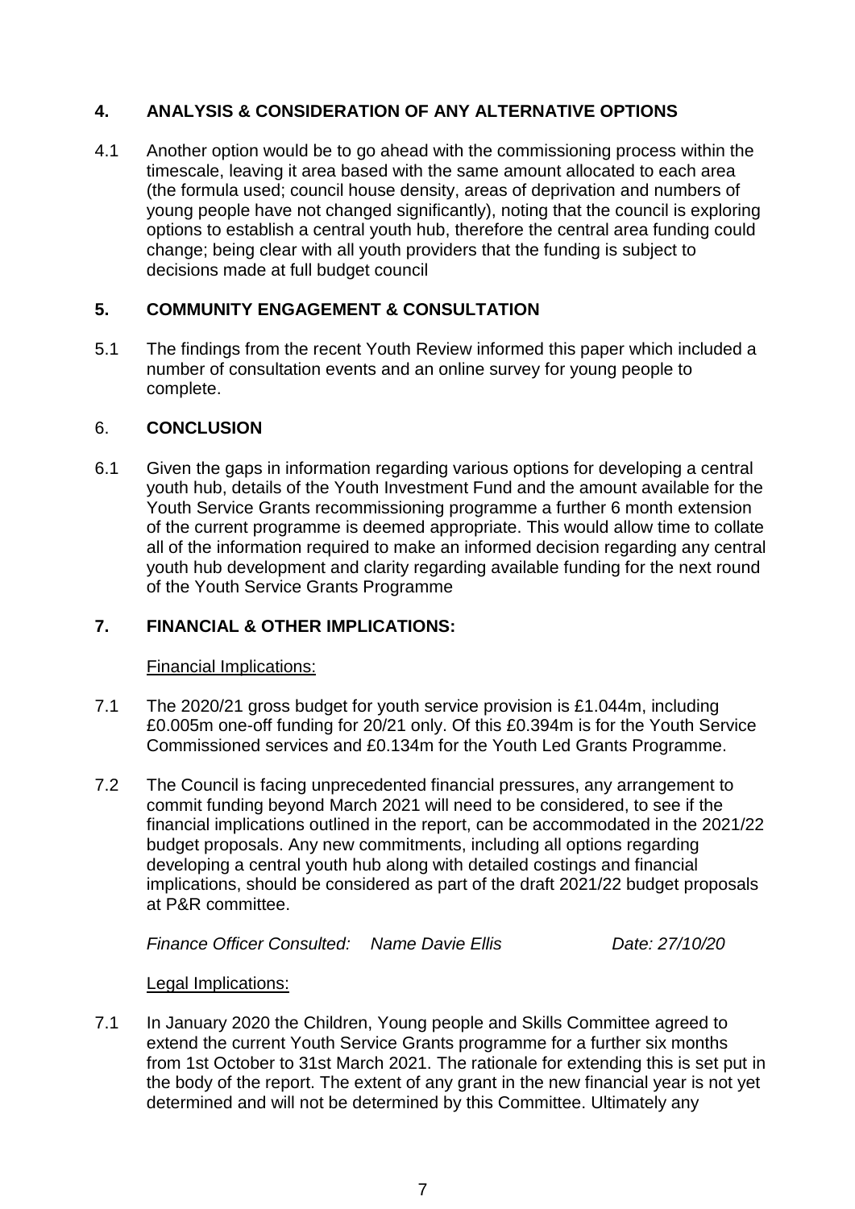## 4. ANALYSIS & CONSIDERATION OF ANY ALTERNATIVE OPTIONS

4.1 Another option would be to go ahead with the commissioning process within the timescale, leaving it area based with the same amount allocated to each area (the formula used; council house density, areas of deprivation and numbers of young people have not changed significantly), noting that the council is exploring options to establish a central youth hub, therefore the central area funding could change; being clear with all youth providers that the funding is subject to decisions made at full budget council

## 5. COMMUNITY ENGAGEMENT & CONSULTATION

5.1 The findings from the recent Youth Review informed this paper which included a number of consultation events and an online survey for young people to complete.

## 6. CONCLUSION

6.1 Given the gaps in information regarding various options for developing a central youth hub, details of the Youth Investment Fund and the amount available for the Youth Service Grants recommissioning programme a further 6 month extension of the current programme is deemed appropriate. This would allow time to collate all of the information required to make an informed decision regarding any central youth hub development and clarity regarding available funding for the next round of the Youth Service Grants Programme

## 7. FINANCIAL & OTHER IMPLICATIONS:

Financial Implications:

7.1 The 2020/21 gross budget for youth service provision is £1.044m, including £0.005m one-off funding for 20/21 only. Of this £0.394m is for the Youth Service Commissioned services and £0.134m for the Youth Led Grants Programme.

7.2 The Council is facing unprecedented financial pressures, any arrangement to commit funding beyond March 2021 will need to be considered, to see if the financial implications outlined in the report, can be accommodated in the 2021/22 budget proposals. Any new commitments, including all options regarding developing a central youth hub along with detailed costings and financial implications, should be considered as part of the draft 2021/22 budget proposals at P&R committee.

*Finance Officer Consulted: Name Davie Ellis* *Date: 27/10/20*

Legal Implications:

7.1 In January 2020 the Children, Young people and Skills Committee agreed to extend the current Youth Service Grants programme for a further six months from 1st October to 31st March 2021. The rationale for extending this is set put in the body of the report. The extent of any grant in the new financial year is not yet determined and will not be determined by this Committee. Ultimately any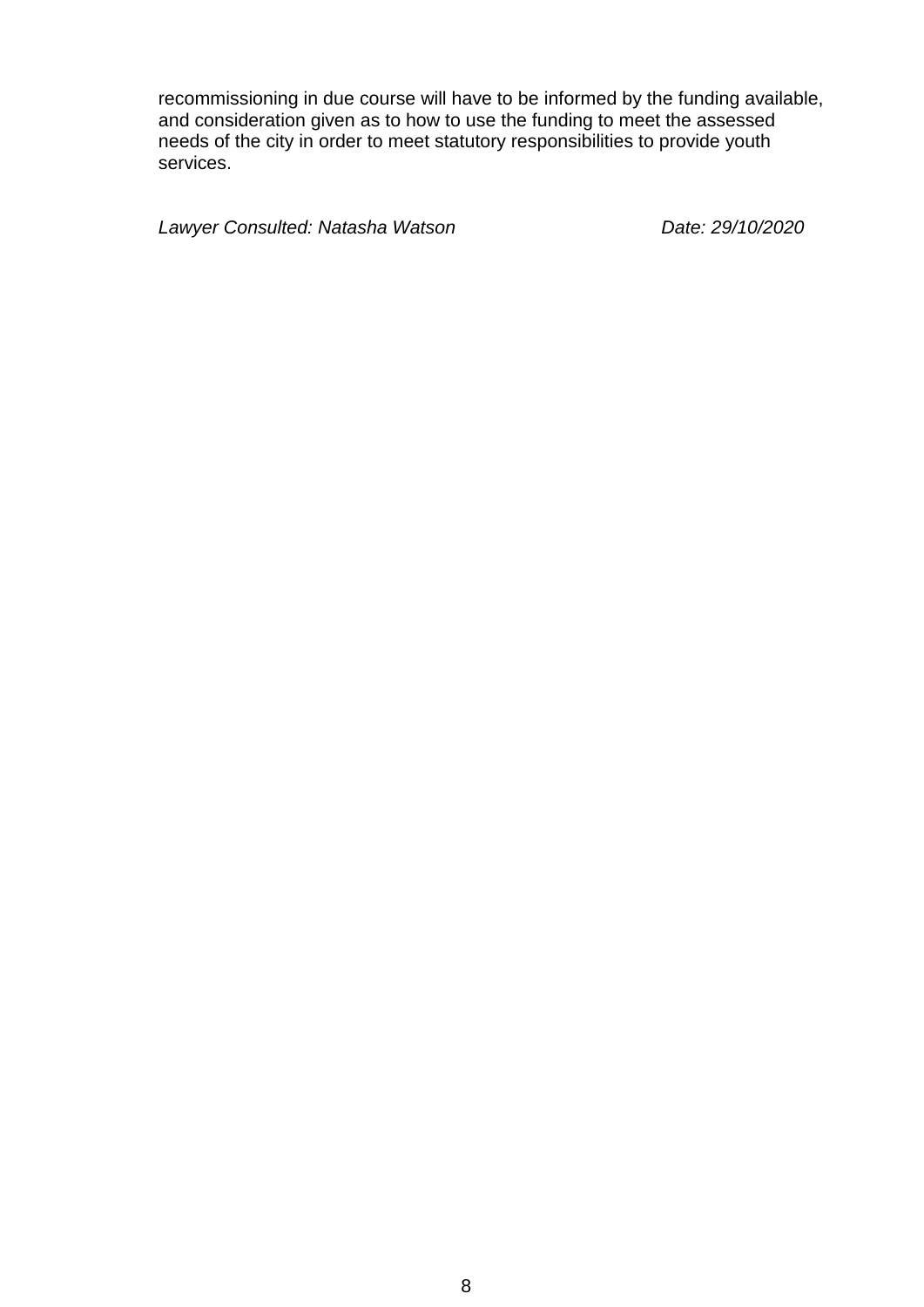recommissioning in due course will have to be informed by the funding available, and consideration given as to how to use the funding to meet the assessed needs of the city in order to meet statutory responsibilities to provide youth services.

*Lawyer Consulted: Natasha Watson* *Date: 29/10/2020*